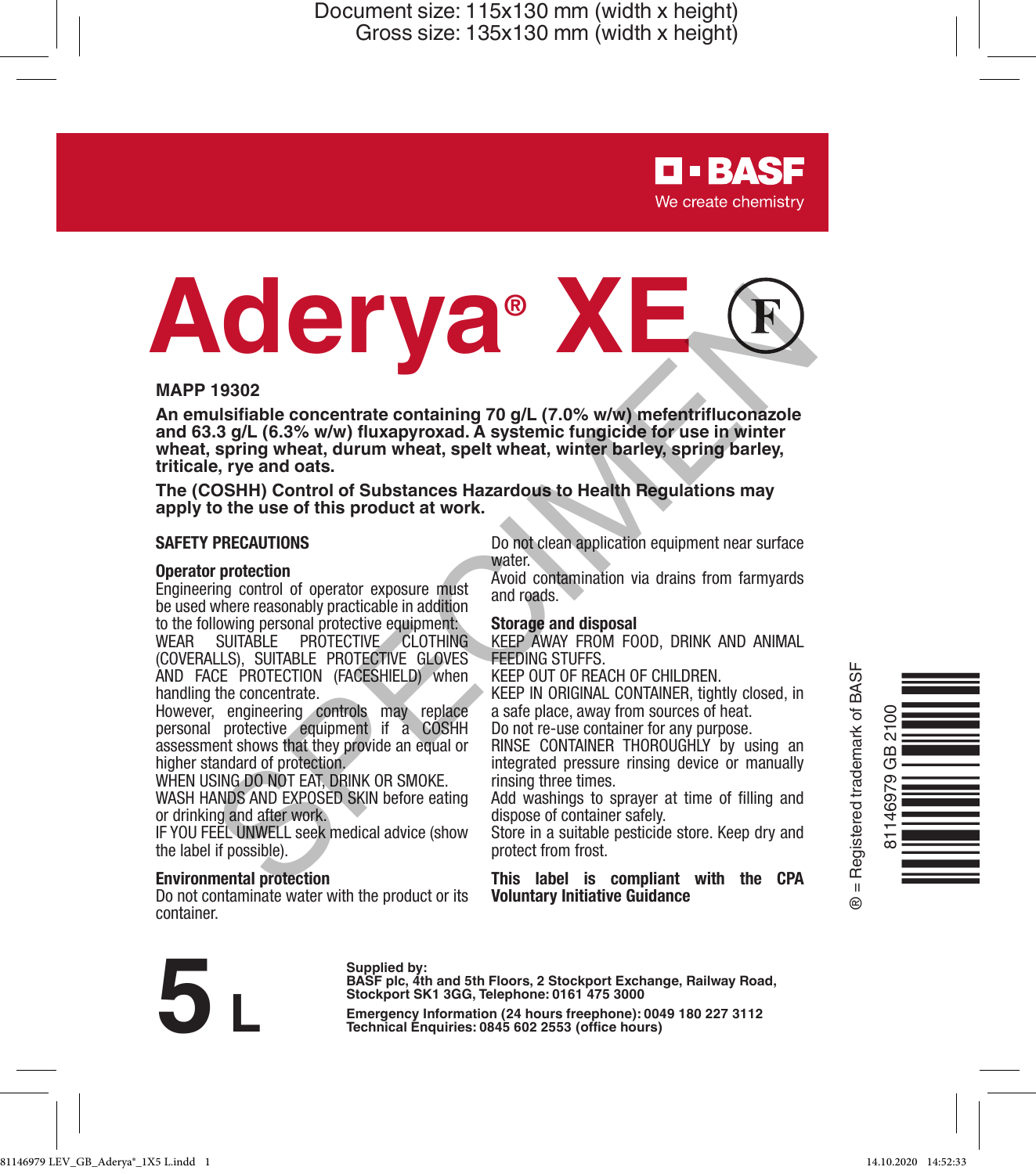Document size: 115x130 mm (width x height)
Gross size: 135x130 mm (width x height)

BASF
We create chemistry

# Aderya® XE

**MAPP 19302**

**An emulsifiable concentrate containing 70 g/L (7.0% w/w) mefentrifluconazole and 63.3 g/L (6.3% w/w) fluxapyroxad. A systemic fungicide for use in winter wheat, spring wheat, durum wheat, spelt wheat, winter barley, spring barley, triticale, rye and oats.**

**The (COSHH) Control of Substances Hazardous to Health Regulations may apply to the use of this product at work.**

## SAFETY PRECAUTIONS

### Operator protection

Engineering control of operator exposure must be used where reasonably practicable in addition to the following personal protective equipment:
WEAR SUITABLE PROTECTIVE CLOTHING (COVERALLS), SUITABLE PROTECTIVE GLOVES AND FACE PROTECTION (FACESHIELD) when handling the concentrate.
However, engineering controls may replace personal protective equipment if a COSHH assessment shows that they provide an equal or higher standard of protection.
WHEN USING DO NOT EAT, DRINK OR SMOKE.
WASH HANDS AND EXPOSED SKIN before eating or drinking and after work.
IF YOU FEEL UNWELL seek medical advice (show the label if possible).

### Environmental protection

Do not contaminate water with the product or its container.
Do not clean application equipment near surface water.
Avoid contamination via drains from farmyards and roads.

### Storage and disposal

KEEP AWAY FROM FOOD, DRINK AND ANIMAL FEEDING STUFFS.
KEEP OUT OF REACH OF CHILDREN.
KEEP IN ORIGINAL CONTAINER, tightly closed, in a safe place, away from sources of heat.
Do not re-use container for any purpose.
RINSE CONTAINER THOROUGHLY by using an integrated pressure rinsing device or manually rinsing three times.
Add washings to sprayer at time of filling and dispose of container safely.
Store in a suitable pesticide store. Keep dry and protect from frost.

**This label is compliant with the CPA Voluntary Initiative Guidance**

® = Registered trademark of BASF

81146979 GB 2100

# 5 L

**Supplied by:**
**BASF plc, 4th and 5th Floors, 2 Stockport Exchange, Railway Road, Stockport SK1 3GG, Telephone: 0161 475 3000**

**Emergency Information (24 hours freephone): 0049 180 227 3112**
**Technical Enquiries: 0845 602 2553 (office hours)**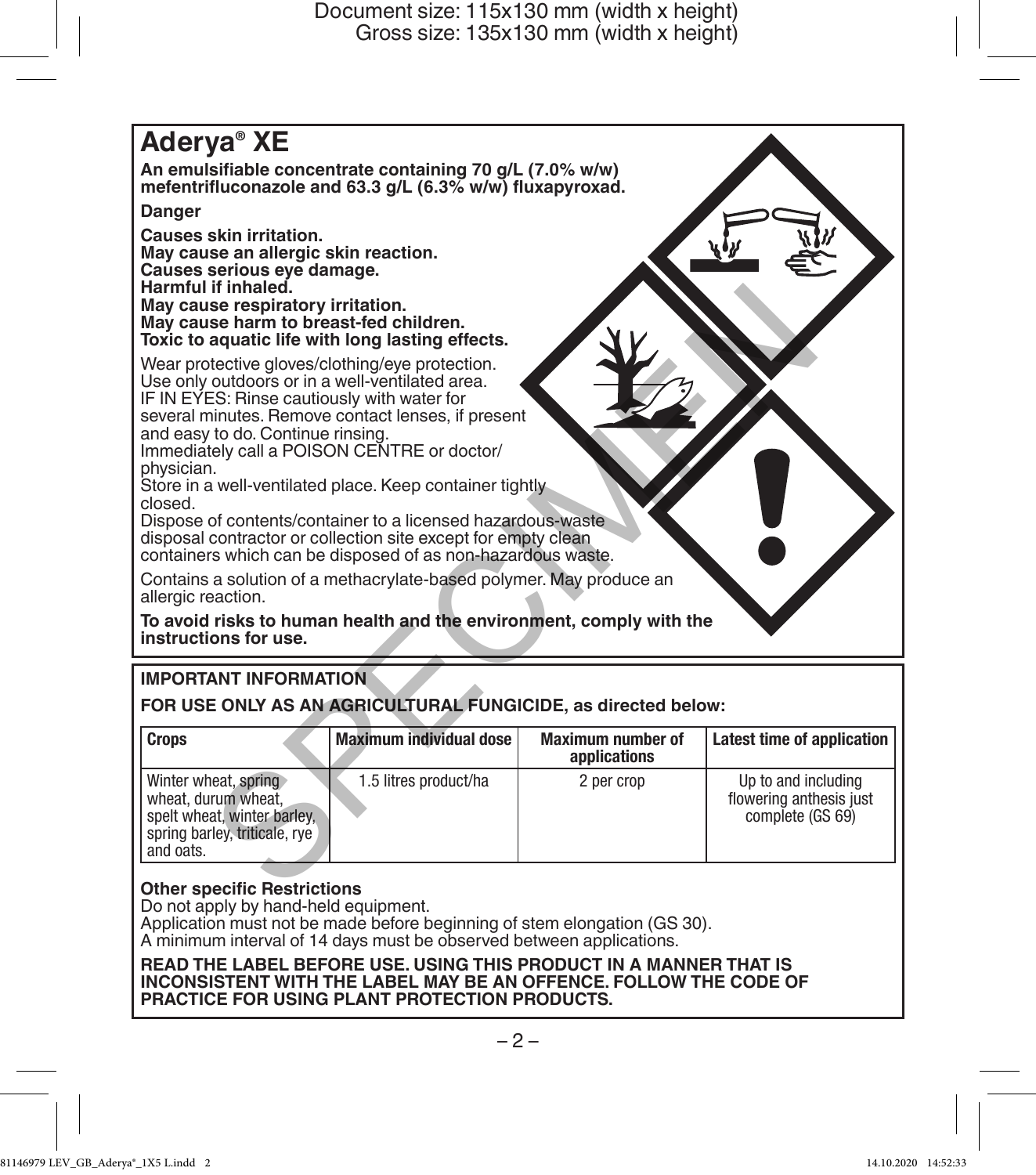# Aderya® XE

**An emulsifiable concentrate containing 70 g/L (7.0% w/w) mefentrifluconazole and 63.3 g/L (6.3% w/w) fluxapyroxad.**

**Danger**

**Causes skin irritation.**
**May cause an allergic skin reaction.**
**Causes serious eye damage.**
**Harmful if inhaled.**
**May cause respiratory irritation.**
**May cause harm to breast-fed children.**
**Toxic to aquatic life with long lasting effects.**

Wear protective gloves/clothing/eye protection.
Use only outdoors or in a well-ventilated area.
IF IN EYES: Rinse cautiously with water for several minutes. Remove contact lenses, if present and easy to do. Continue rinsing.
Immediately call a POISON CENTRE or doctor/physician.
Store in a well-ventilated place. Keep container tightly closed.
Dispose of contents/container to a licensed hazardous-waste disposal contractor or collection site except for empty clean containers which can be disposed of as non-hazardous waste.

Contains a solution of a methacrylate-based polymer. May produce an allergic reaction.

**To avoid risks to human health and the environment, comply with the instructions for use.**

## IMPORTANT INFORMATION

**FOR USE ONLY AS AN AGRICULTURAL FUNGICIDE, as directed below:**

| Crops | Maximum individual dose | Maximum number of applications | Latest time of application |
|---|---|---|---|
| Winter wheat, spring wheat, durum wheat, spelt wheat, winter barley, spring barley, triticale, rye and oats. | 1.5 litres product/ha | 2 per crop | Up to and including flowering anthesis just complete (GS 69) |

**Other specific Restrictions**
Do not apply by hand-held equipment.
Application must not be made before beginning of stem elongation (GS 30).
A minimum interval of 14 days must be observed between applications.

**READ THE LABEL BEFORE USE. USING THIS PRODUCT IN A MANNER THAT IS INCONSISTENT WITH THE LABEL MAY BE AN OFFENCE. FOLLOW THE CODE OF PRACTICE FOR USING PLANT PROTECTION PRODUCTS.**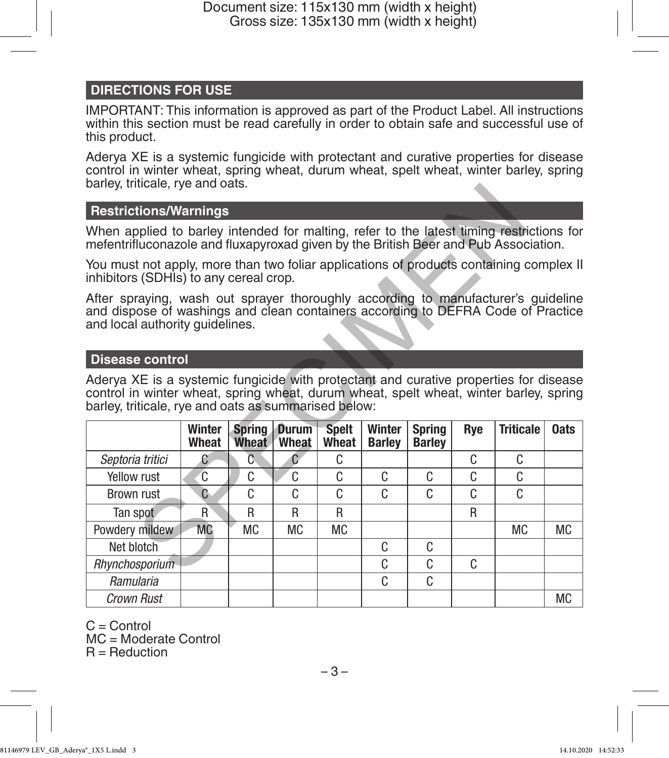## DIRECTIONS FOR USE

IMPORTANT: This information is approved as part of the Product Label. All instructions within this section must be read carefully in order to obtain safe and successful use of this product.

Aderya XE is a systemic fungicide with protectant and curative properties for disease control in winter wheat, spring wheat, durum wheat, spelt wheat, winter barley, spring barley, triticale, rye and oats.

### Restrictions/Warnings

When applied to barley intended for malting, refer to the latest timing restrictions for mefentrifluconazole and fluxapyroxad given by the British Beer and Pub Association.

You must not apply, more than two foliar applications of products containing complex II inhibitors (SDHIs) to any cereal crop.

After spraying, wash out sprayer thoroughly according to manufacturer's guideline and dispose of washings and clean containers according to DEFRA Code of Practice and local authority guidelines.

### Disease control

Aderya XE is a systemic fungicide with protectant and curative properties for disease control in winter wheat, spring wheat, durum wheat, spelt wheat, winter barley, spring barley, triticale, rye and oats as summarised below:

| | Winter Wheat | Spring Wheat | Durum Wheat | Spelt Wheat | Winter Barley | Spring Barley | Rye | Triticale | Oats |
|---|---|---|---|---|---|---|---|---|---|
| *Septoria tritici* | C | C | C | C | | | C | C | |
| Yellow rust | C | C | C | C | C | C | C | C | |
| Brown rust | C | C | C | C | C | C | C | C | |
| Tan spot | R | R | R | R | | | R | | |
| Powdery mildew | MC | MC | MC | MC | | | | MC | MC |
| Net blotch | | | | | C | C | | | |
| *Rhynchosporium* | | | | | C | C | C | | |
| *Ramularia* | | | | | C | C | | | |
| *Crown Rust* | | | | | | | | | MC |

C = Control
MC = Moderate Control
R = Reduction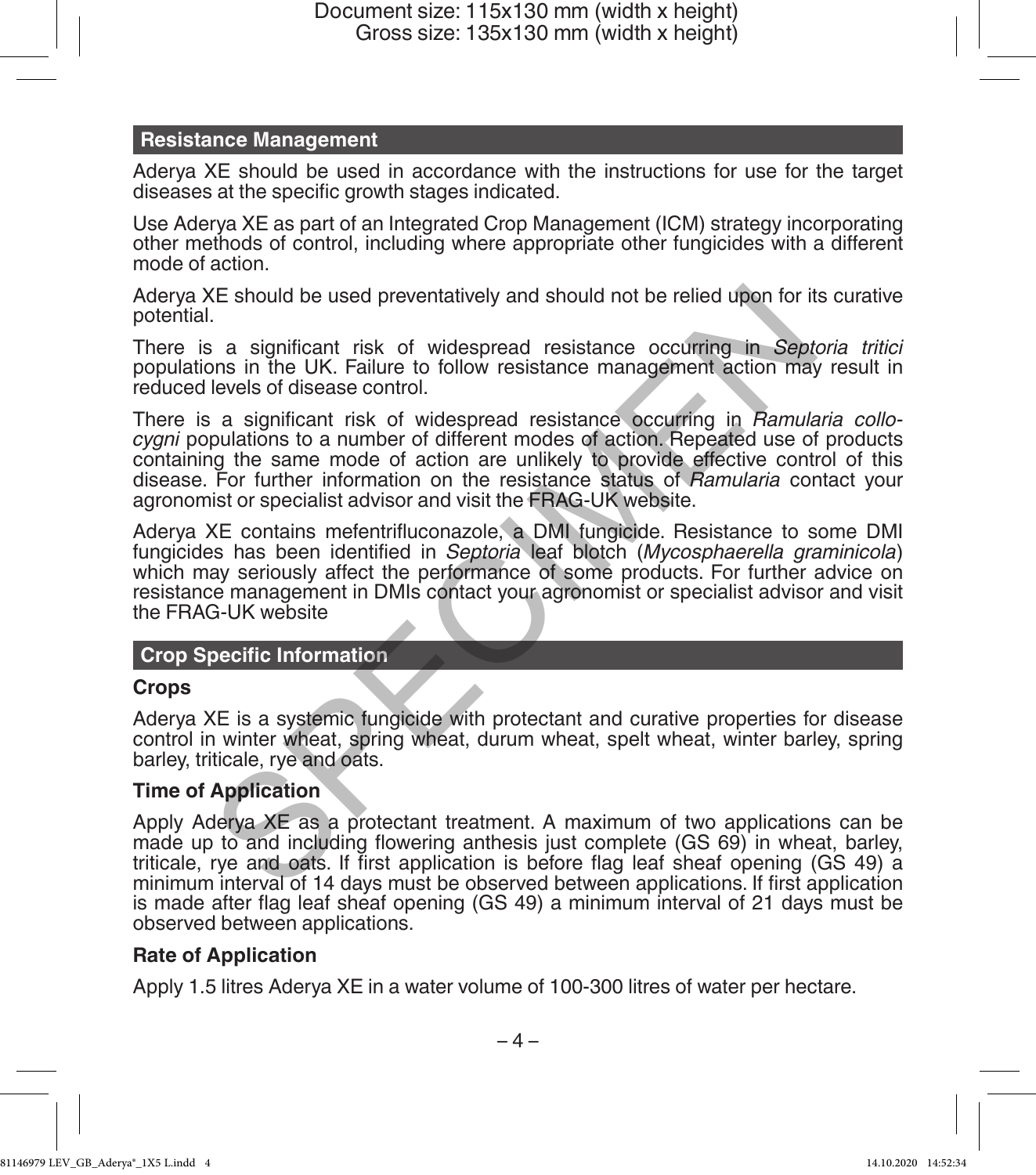## Resistance Management

Aderya XE should be used in accordance with the instructions for use for the target diseases at the specific growth stages indicated.

Use Aderya XE as part of an Integrated Crop Management (ICM) strategy incorporating other methods of control, including where appropriate other fungicides with a different mode of action.

Aderya XE should be used preventatively and should not be relied upon for its curative potential.

There is a significant risk of widespread resistance occurring in *Septoria tritici* populations in the UK. Failure to follow resistance management action may result in reduced levels of disease control.

There is a significant risk of widespread resistance occurring in *Ramularia collo-cygni* populations to a number of different modes of action. Repeated use of products containing the same mode of action are unlikely to provide effective control of this disease. For further information on the resistance status of *Ramularia* contact your agronomist or specialist advisor and visit the FRAG-UK website.

Aderya XE contains mefentrifluconazole, a DMI fungicide. Resistance to some DMI fungicides has been identified in *Septoria* leaf blotch (*Mycosphaerella graminicola*) which may seriously affect the performance of some products. For further advice on resistance management in DMIs contact your agronomist or specialist advisor and visit the FRAG-UK website

## Crop Specific Information

### Crops

Aderya XE is a systemic fungicide with protectant and curative properties for disease control in winter wheat, spring wheat, durum wheat, spelt wheat, winter barley, spring barley, triticale, rye and oats.

### Time of Application

Apply Aderya XE as a protectant treatment. A maximum of two applications can be made up to and including flowering anthesis just complete (GS 69) in wheat, barley, triticale, rye and oats. If first application is before flag leaf sheaf opening (GS 49) a minimum interval of 14 days must be observed between applications. If first application is made after flag leaf sheaf opening (GS 49) a minimum interval of 21 days must be observed between applications.

### Rate of Application

Apply 1.5 litres Aderya XE in a water volume of 100-300 litres of water per hectare.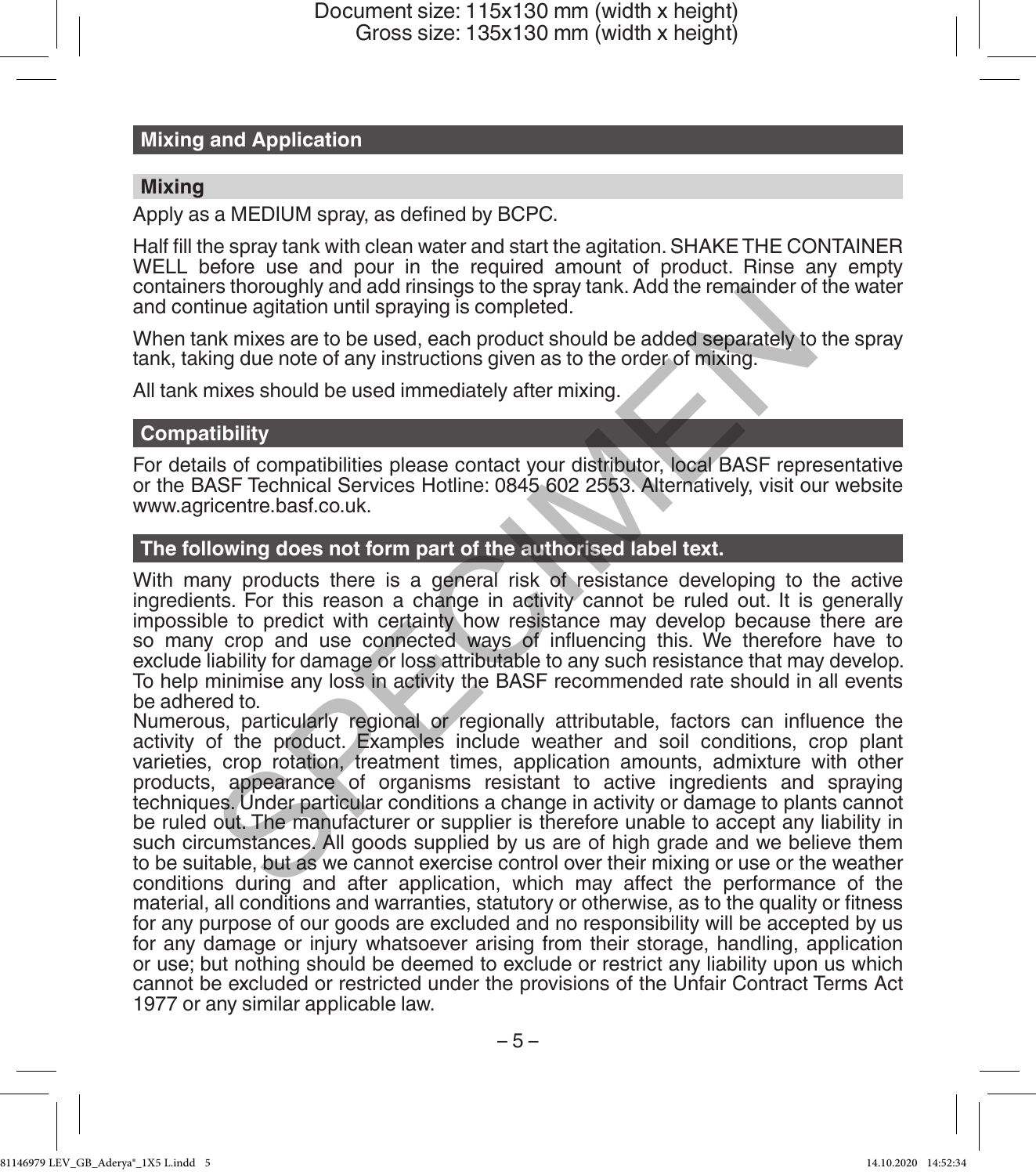## Mixing and Application

### Mixing

Apply as a MEDIUM spray, as defined by BCPC.

Half fill the spray tank with clean water and start the agitation. SHAKE THE CONTAINER WELL before use and pour in the required amount of product. Rinse any empty containers thoroughly and add rinsings to the spray tank. Add the remainder of the water and continue agitation until spraying is completed.

When tank mixes are to be used, each product should be added separately to the spray tank, taking due note of any instructions given as to the order of mixing.

All tank mixes should be used immediately after mixing.

### Compatibility

For details of compatibilities please contact your distributor, local BASF representative or the BASF Technical Services Hotline: 0845 602 2553. Alternatively, visit our website www.agricentre.basf.co.uk.

### The following does not form part of the authorised label text.

With many products there is a general risk of resistance developing to the active ingredients. For this reason a change in activity cannot be ruled out. It is generally impossible to predict with certainty how resistance may develop because there are so many crop and use connected ways of influencing this. We therefore have to exclude liability for damage or loss attributable to any such resistance that may develop. To help minimise any loss in activity the BASF recommended rate should in all events be adhered to.

Numerous, particularly regional or regionally attributable, factors can influence the activity of the product. Examples include weather and soil conditions, crop plant varieties, crop rotation, treatment times, application amounts, admixture with other products, appearance of organisms resistant to active ingredients and spraying techniques. Under particular conditions a change in activity or damage to plants cannot be ruled out. The manufacturer or supplier is therefore unable to accept any liability in such circumstances. All goods supplied by us are of high grade and we believe them to be suitable, but as we cannot exercise control over their mixing or use or the weather conditions during and after application, which may affect the performance of the material, all conditions and warranties, statutory or otherwise, as to the quality or fitness for any purpose of our goods are excluded and no responsibility will be accepted by us for any damage or injury whatsoever arising from their storage, handling, application or use; but nothing should be deemed to exclude or restrict any liability upon us which cannot be excluded or restricted under the provisions of the Unfair Contract Terms Act 1977 or any similar applicable law.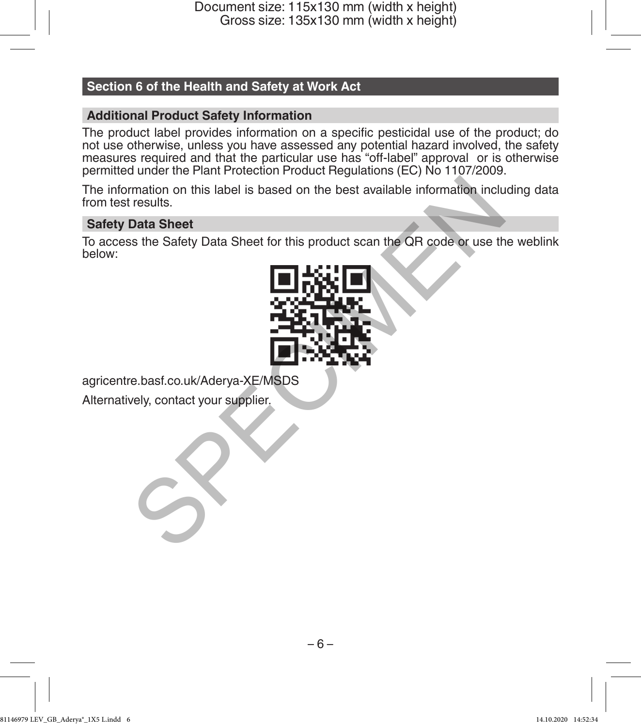## Section 6 of the Health and Safety at Work Act

### Additional Product Safety Information

The product label provides information on a specific pesticidal use of the product; do not use otherwise, unless you have assessed any potential hazard involved, the safety measures required and that the particular use has “off-label” approval or is otherwise permitted under the Plant Protection Product Regulations (EC) No 1107/2009.

The information on this label is based on the best available information including data from test results.

### Safety Data Sheet

To access the Safety Data Sheet for this product scan the QR code or use the weblink below:

agricentre.basf.co.uk/Aderya-XE/MSDS

Alternatively, contact your supplier.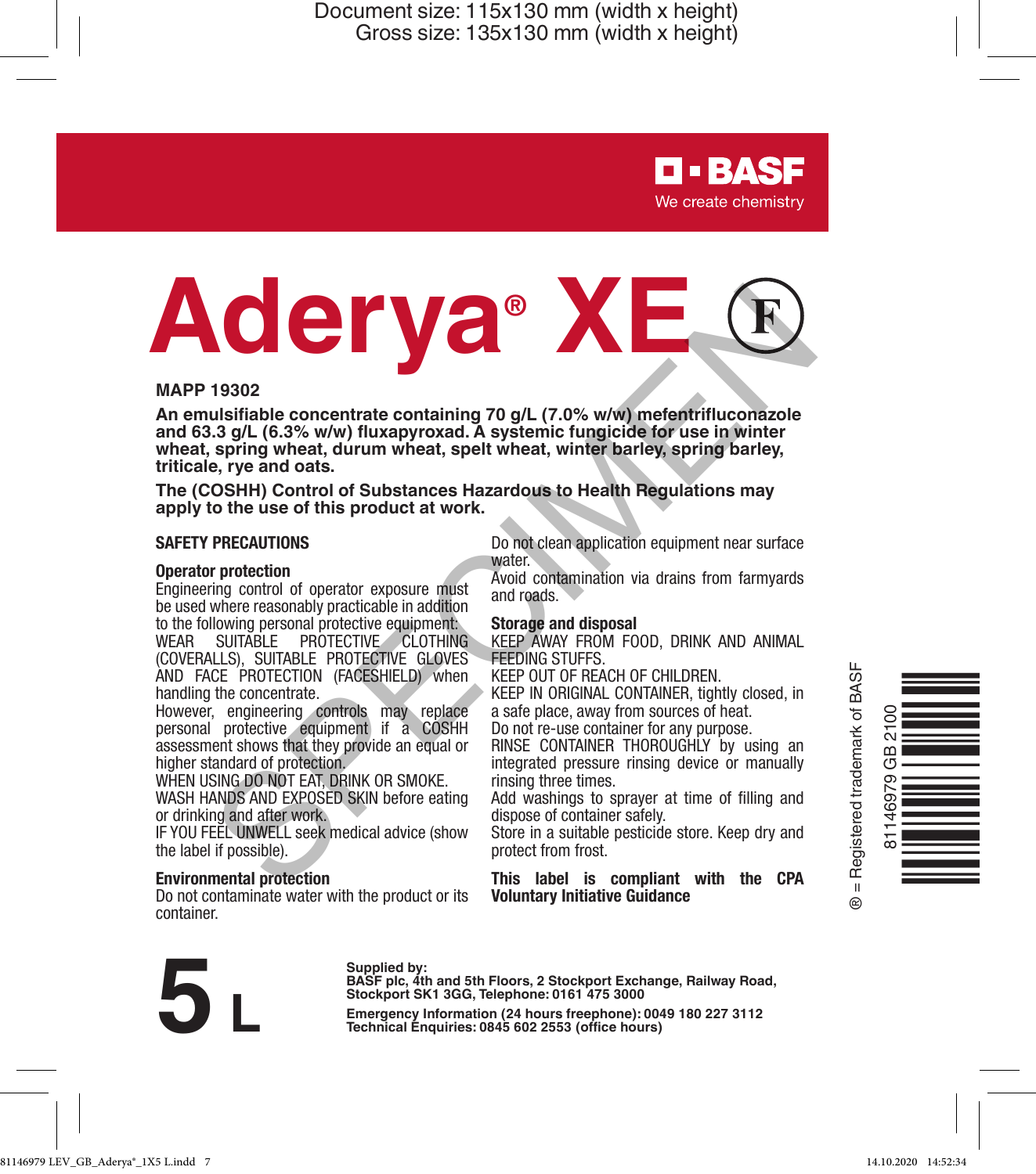Document size: 115x130 mm (width x height)
Gross size: 135x130 mm (width x height)

BASF
We create chemistry

# Aderya® XE (F)

**MAPP 19302**

**An emulsifiable concentrate containing 70 g/L (7.0% w/w) mefentrifluconazole and 63.3 g/L (6.3% w/w) fluxapyroxad. A systemic fungicide for use in winter wheat, spring wheat, durum wheat, spelt wheat, winter barley, spring barley, triticale, rye and oats.**

**The (COSHH) Control of Substances Hazardous to Health Regulations may apply to the use of this product at work.**

## SAFETY PRECAUTIONS

### Operator protection

Engineering control of operator exposure must be used where reasonably practicable in addition to the following personal protective equipment:
WEAR SUITABLE PROTECTIVE CLOTHING (COVERALLS), SUITABLE PROTECTIVE GLOVES AND FACE PROTECTION (FACESHIELD) when handling the concentrate.
However, engineering controls may replace personal protective equipment if a COSHH assessment shows that they provide an equal or higher standard of protection.
WHEN USING DO NOT EAT, DRINK OR SMOKE.
WASH HANDS AND EXPOSED SKIN before eating or drinking and after work.
IF YOU FEEL UNWELL seek medical advice (show the label if possible).

### Environmental protection

Do not contaminate water with the product or its container.
Do not clean application equipment near surface water.
Avoid contamination via drains from farmyards and roads.

### Storage and disposal

KEEP AWAY FROM FOOD, DRINK AND ANIMAL FEEDING STUFFS.
KEEP OUT OF REACH OF CHILDREN.
KEEP IN ORIGINAL CONTAINER, tightly closed, in a safe place, away from sources of heat.
Do not re-use container for any purpose.
RINSE CONTAINER THOROUGHLY by using an integrated pressure rinsing device or manually rinsing three times.
Add washings to sprayer at time of filling and dispose of container safely.
Store in a suitable pesticide store. Keep dry and protect from frost.

**This label is compliant with the CPA Voluntary Initiative Guidance**

® = Registered trademark of BASF

81146979 GB 2100

# 5 L

**Supplied by:**
**BASF plc, 4th and 5th Floors, 2 Stockport Exchange, Railway Road, Stockport SK1 3GG, Telephone: 0161 475 3000**

**Emergency Information (24 hours freephone): 0049 180 227 3112**
**Technical Enquiries: 0845 602 2553 (office hours)**